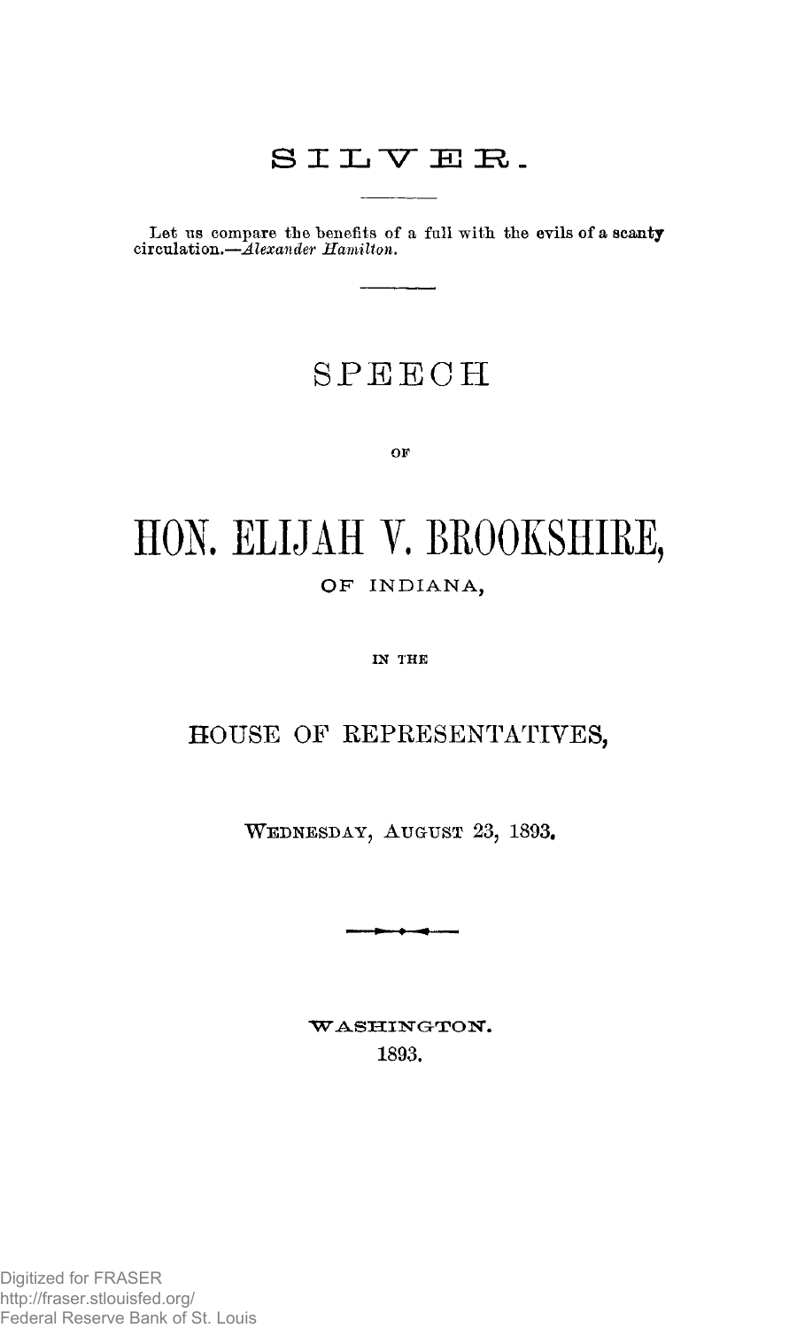# SILVER.

Let us compare the benefits of a full with the evils of a scanty circulation.—*Alexander Hamilton.*

## SPEECH

OF

# HON. ELIJAH V. BROOKSHIRE,

OF INDIANA,

IN THE

## HOUSE OF REPRESENTATIVES,

WEDNESDAY, AUGUST 23, 1893.

WASHINGTON.
1893.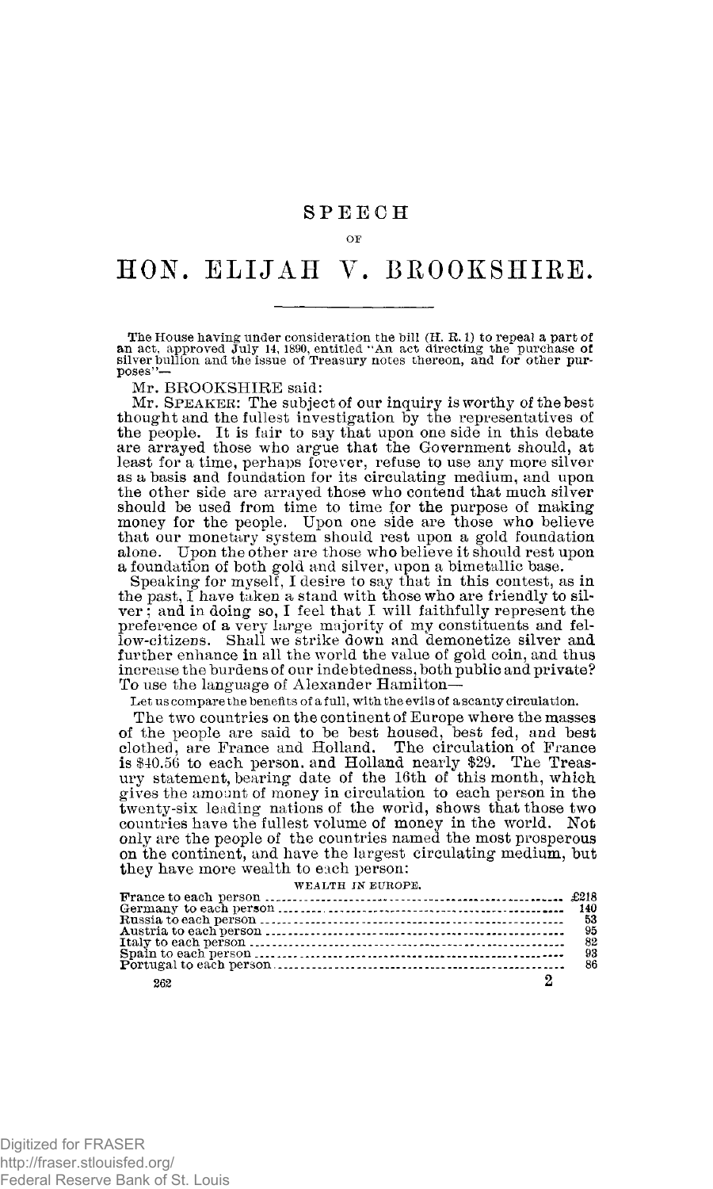# SPEECH

OF

# HON. ELIJAH V. BROOKSHIRE.

The House having under consideration the bill (H. R. 1) to repeal a part of an act, approved July 14, 1890, entitled "An act directing the purchase of silver bullion and the issue of Treasury notes thereon, and for other purposes"—

Mr. BROOKSHIRE said:

Mr. SPEAKER: The subject of our inquiry is worthy of the best thought and the fullest investigation by the representatives of the people. It is fair to say that upon one side in this debate are arrayed those who argue that the Government should, at least for a time, perhaps forever, refuse to use any more silver as a basis and foundation for its circulating medium, and upon the other side are arrayed those who contend that much silver should be used from time to time for the purpose of making money for the people. Upon one side are those who believe that our monetary system should rest upon a gold foundation alone. Upon the other are those who believe it should rest upon a foundation of both gold and silver, upon a bimetallic base.

Speaking for myself, I desire to say that in this contest, as in the past, I have taken a stand with those who are friendly to silver; and in doing so, I feel that I will faithfully represent the preference of a very large majority of my constituents and fellow-citizens. Shall we strike down and demonetize silver and further enhance in all the world the value of gold coin, and thus increase the burdens of our indebtedness, both public and private? To use the language of Alexander Hamilton—

Let us compare the benefits of a full, with the evils of a scanty circulation.

The two countries on the continent of Europe where the masses of the people are said to be best housed, best fed, and best clothed, are France and Holland. The circulation of France is $40.56 to each person, and Holland nearly $29. The Treasury statement, bearing date of the 16th of this month, which gives the amount of money in circulation to each person in the twenty-six leading nations of the world, shows that those two countries have the fullest volume of money in the world. Not only are the people of the countries named the most prosperous on the continent, and have the largest circulating medium, but they have more wealth to each person:

WEALTH IN EUROPE.

| | |
|---|---|
| France to each person | £218 |
| Germany to each person | 140 |
| Russia to each person | 53 |
| Austria to each person | 95 |
| Italy to each person | 82 |
| Spain to each person | 93 |
| Portugal to each person | 86 |

262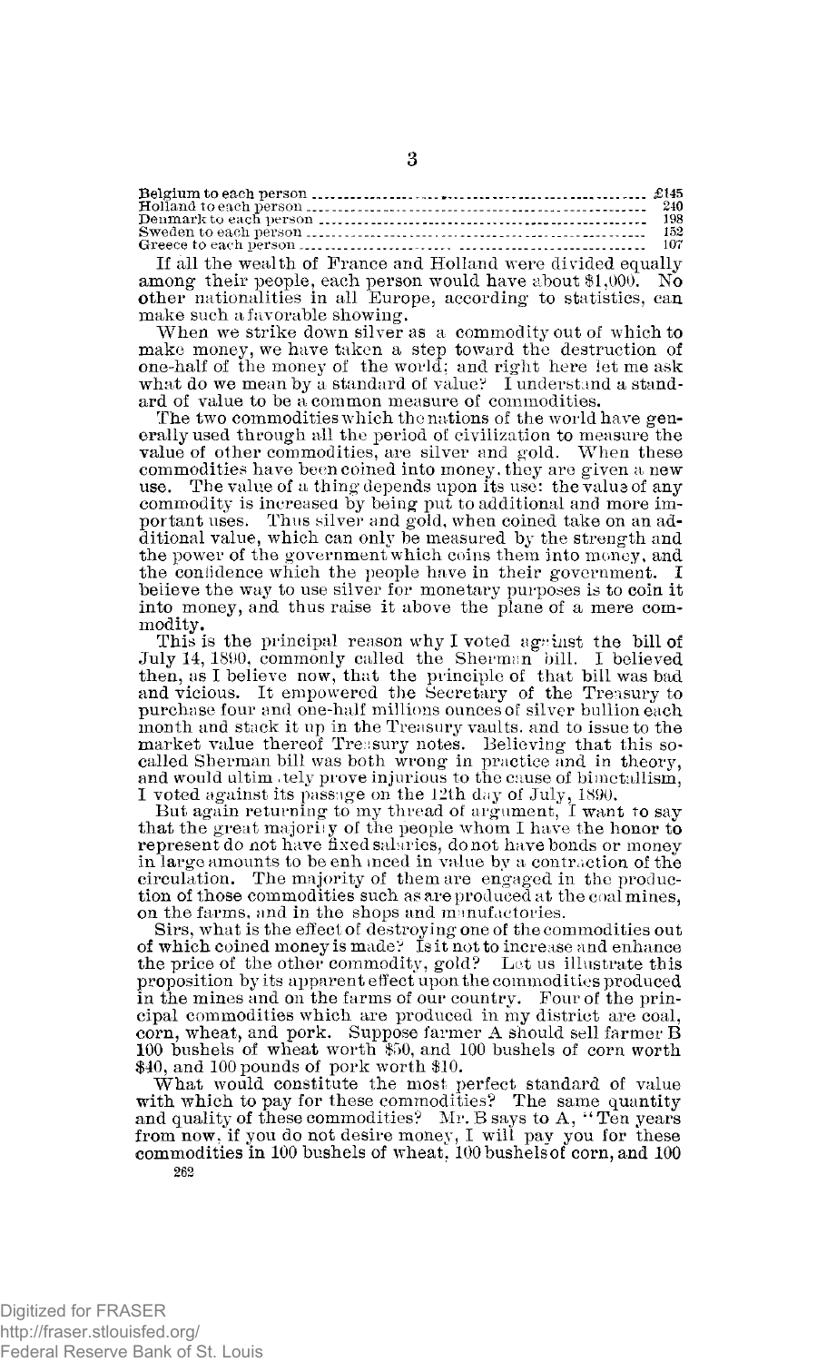| | |
|---|---|
| Belgium to each person | £145 |
| Holland to each person | 240 |
| Denmark to each person | 198 |
| Sweden to each person | 152 |
| Greece to each person | 107 |

If all the wealth of France and Holland were divided equally among their people, each person would have about $1,000. No other nationalities in all Europe, according to statistics, can make such a favorable showing.

When we strike down silver as a commodity out of which to make money, we have taken a step toward the destruction of one-half of the money of the world; and right here let me ask what do we mean by a standard of value? I understand a standard of value to be a common measure of commodities.

The two commodities which the nations of the world have generally used through all the period of civilization to measure the value of other commodities, are silver and gold. When these commodities have been coined into money, they are given a new use. The value of a thing depends upon its use: the value of any commodity is increased by being put to additional and more important uses. Thus silver and gold, when coined take on an additional value, which can only be measured by the strength and the power of the government which coins them into money, and the confidence which the people have in their government. I believe the way to use silver for monetary purposes is to coin it into money, and thus raise it above the plane of a mere commodity.

This is the principal reason why I voted against the bill of July 14, 1890, commonly called the Sherman bill. I believed then, as I believe now, that the principle of that bill was bad and vicious. It empowered the Secretary of the Treasury to purchase four and one-half millions ounces of silver bullion each month and stack it up in the Treasury vaults, and to issue to the market value thereof Treasury notes. Believing that this so-called Sherman bill was both wrong in practice and in theory, and would ultimately prove injurious to the cause of bimetallism, I voted against its passage on the 12th day of July, 1890.

But again returning to my thread of argument, I want to say that the great majority of the people whom I have the honor to represent do not have fixed salaries, do not have bonds or money in large amounts to be enhanced in value by a contraction of the circulation. The majority of them are engaged in the production of those commodities such as are produced at the coal mines, on the farms, and in the shops and manufactories.

Sirs, what is the effect of destroying one of the commodities out of which coined money is made? Is it not to increase and enhance the price of the other commodity, gold? Let us illustrate this proposition by its apparent effect upon the commodities produced in the mines and on the farms of our country. Four of the principal commodities which are produced in my district are coal, corn, wheat, and pork. Suppose farmer A should sell farmer B 100 bushels of wheat worth $50, and 100 bushels of corn worth $40, and 100 pounds of pork worth $10.

What would constitute the most perfect standard of value with which to pay for these commodities? The same quantity and quality of these commodities? Mr. B says to A, "Ten years from now, if you do not desire money, I will pay you for these commodities in 100 bushels of wheat, 100 bushels of corn, and 100

262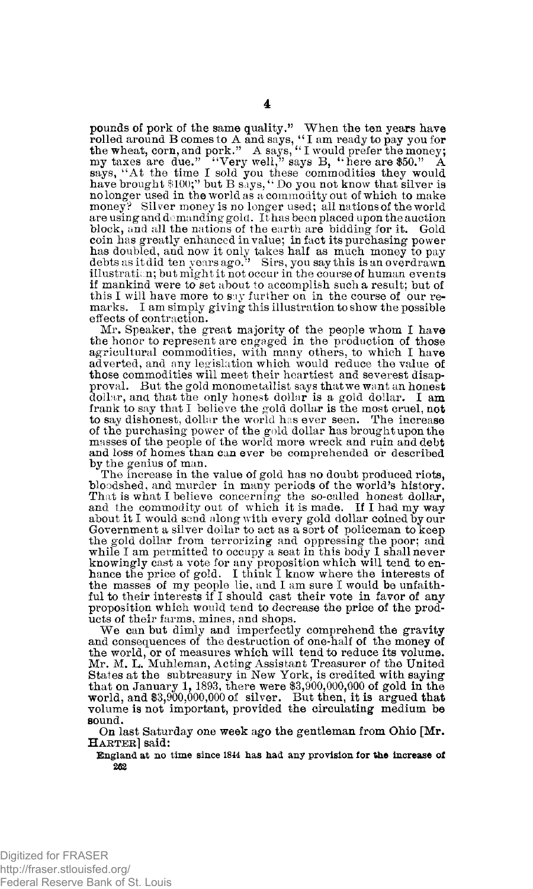pounds of pork of the same quality." When the ten years have rolled around B comes to A and says, "I am ready to pay you for the wheat, corn, and pork." A says, "I would prefer the money; my taxes are due." "Very well," says B, "here are $50." A says, "At the time I sold you these commodities they would have brought $100;" but B says, "Do you not know that silver is no longer used in the world as a commodity out of which to make money? Silver money is no longer used; all nations of the world are using and demanding gold. It has been placed upon the auction block, and all the nations of the earth are bidding for it. Gold coin has greatly enhanced in value; in fact its purchasing power has doubled, and now it only takes half as much money to pay debts as it did ten years ago." Sirs, you say this is an overdrawn illustration; but might it not occur in the course of human events if mankind were to set about to accomplish such a result; but of this I will have more to say further on in the course of our remarks. I am simply giving this illustration to show the possible effects of contraction.

Mr. Speaker, the great majority of the people whom I have the honor to represent are engaged in the production of those agricultural commodities, with many others, to which I have adverted, and any legislation which would reduce the value of those commodities will meet their heartiest and severest disapproval. But the gold monometallist says that we want an honest dollar, and that the only honest dollar is a gold dollar. I am frank to say that I believe the gold dollar is the most cruel, not to say dishonest, dollar the world has ever seen. The increase of the purchasing power of the gold dollar has brought upon the masses of the people of the world more wreck and ruin and debt and loss of homes than can ever be comprehended or described by the genius of man.

The increase in the value of gold has no doubt produced riots, bloodshed, and murder in many periods of the world's history. That is what I believe concerning the so-called honest dollar, and the commodity out of which it is made. If I had my way about it I would send along with every gold dollar coined by our Government a silver dollar to act as a sort of policeman to keep the gold dollar from terrorizing and oppressing the poor; and while I am permitted to occupy a seat in this body I shall never knowingly cast a vote for any proposition which will tend to enhance the price of gold. I think I know where the interests of the masses of my people lie, and I am sure I would be unfaithful to their interests if I should cast their vote in favor of any proposition which would tend to decrease the price of the products of their farms, mines, and shops.

We can but dimly and imperfectly comprehend the gravity and consequences of the destruction of one-half of the money of the world, or of measures which will tend to reduce its volume. Mr. M. L. Muhleman, Acting Assistant Treasurer of the United States at the subtreasury in New York, is credited with saying that on January 1, 1893, there were $3,900,000,000 of gold in the world, and $3,900,000,000 of silver. But then, it is argued that volume is not important, provided the circulating medium be sound.

On last Saturday one week ago the gentleman from Ohio [Mr. HARTER] said:

> England at no time since 1844 has had any provision for the increase of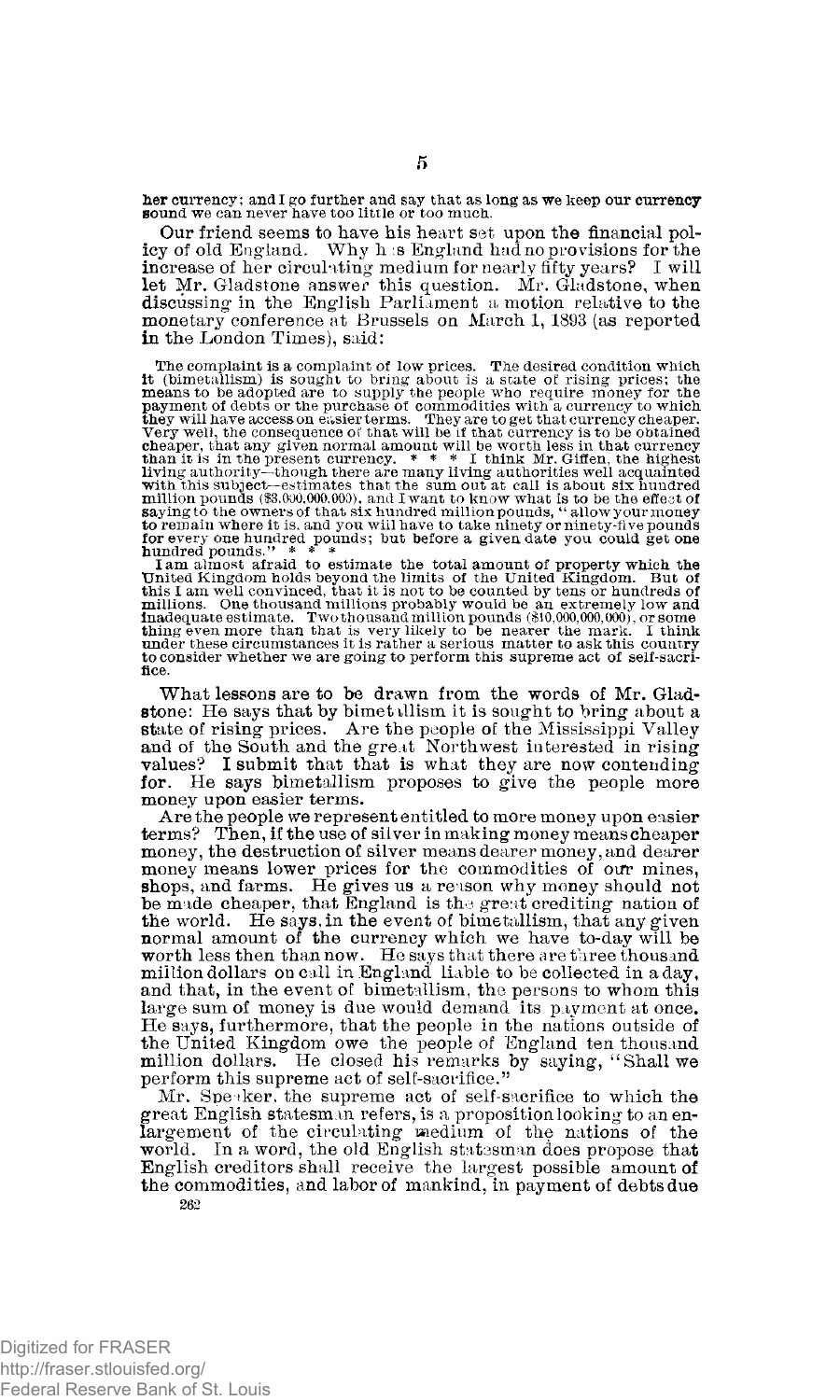her currency; and I go further and say that as long as we keep our currency sound we can never have too little or too much.

Our friend seems to have his heart set upon the financial policy of old England. Why has England had no provisions for the increase of her circulating medium for nearly fifty years? I will let Mr. Gladstone answer this question. Mr. Gladstone, when discussing in the English Parliament a motion relative to the monetary conference at Brussels on March 1, 1893 (as reported in the London Times), said:

> The complaint is a complaint of low prices. The desired condition which it (bimetallism) is sought to bring about is a state of rising prices; the means to be adopted are to supply the people who require money for the payment of debts or the purchase of commodities with a currency to which they will have access on easier terms. They are to get that currency cheaper. Very well, the consequence of that will be if that currency is to be obtained cheaper, that any given normal amount will be worth less in that currency than it is in the present currency. * * * I think Mr. Giffen, the highest living authority—though there are many living authorities well acquainted with this subject—estimates that the sum out at call is about six hundred million pounds ($3,000,000,000), and I want to know what is to be the effect of saying to the owners of that six hundred million pounds, "allow your money to remain where it is, and you will have to take ninety or ninety-five pounds for every one hundred pounds; but before a given date you could get one hundred pounds." * * *
>
> I am almost afraid to estimate the total amount of property which the United Kingdom holds beyond the limits of the United Kingdom. But of this I am well convinced, that it is not to be counted by tens or hundreds of millions. One thousand millions probably would be an extremely low and inadequate estimate. Two thousand million pounds ($10,000,000,000), or something even more than that is very likely to be nearer the mark. I think under these circumstances it is rather a serious matter to ask this country to consider whether we are going to perform this supreme act of self-sacrifice.

What lessons are to be drawn from the words of Mr. Gladstone: He says that by bimetallism it is sought to bring about a state of rising prices. Are the people of the Mississippi Valley and of the South and the great Northwest interested in rising values? I submit that that is what they are now contending for. He says bimetallism proposes to give the people more money upon easier terms.

Are the people we represent entitled to more money upon easier terms? Then, if the use of silver in making money means cheaper money, the destruction of silver means dearer money, and dearer money means lower prices for the commodities of our mines, shops, and farms. He gives us a reason why money should not be made cheaper, that England is the great crediting nation of the world. He says, in the event of bimetallism, that any given normal amount of the currency which we have to-day will be worth less then than now. He says that there are three thousand million dollars on call in England liable to be collected in a day, and that, in the event of bimetallism, the persons to whom this large sum of money is due would demand its payment at once. He says, furthermore, that the people in the nations outside of the United Kingdom owe the people of England ten thousand million dollars. He closed his remarks by saying, "Shall we perform this supreme act of self-sacrifice."

Mr. Speaker, the supreme act of self-sacrifice to which the great English statesman refers, is a proposition looking to an enlargement of the circulating medium of the nations of the world. In a word, the old English statesman does propose that English creditors shall receive the largest possible amount of the commodities, and labor of mankind, in payment of debts due

262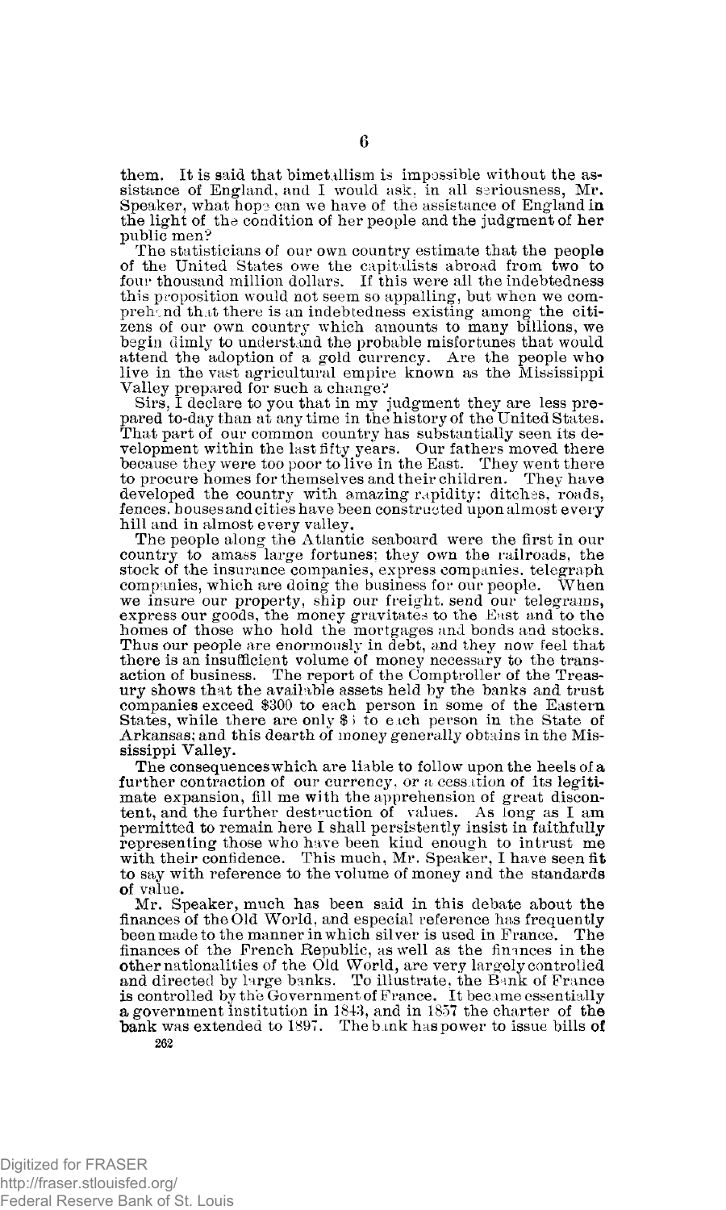them. It is said that bimetallism is impossible without the assistance of England, and I would ask, in all seriousness, Mr. Speaker, what hope can we have of the assistance of England in the light of the condition of her people and the judgment of her public men?

The statisticians of our own country estimate that the people of the United States owe the capitalists abroad from two to four thousand million dollars. If this were all the indebtedness this proposition would not seem so appalling, but when we comprehend that there is an indebtedness existing among the citizens of our own country which amounts to many billions, we begin dimly to understand the probable misfortunes that would attend the adoption of a gold currency. Are the people who live in the vast agricultural empire known as the Mississippi Valley prepared for such a change?

Sirs, I declare to you that in my judgment they are less prepared to-day than at any time in the history of the United States. That part of our common country has substantially seen its development within the last fifty years. Our fathers moved there because they were too poor to live in the East. They went there to procure homes for themselves and their children. They have developed the country with amazing rapidity: ditches, roads, fences, houses and cities have been constructed upon almost every hill and in almost every valley.

The people along the Atlantic seaboard were the first in our country to amass large fortunes; they own the railroads, the stock of the insurance companies, express companies, telegraph companies, which are doing the business for our people. When we insure our property, ship our freight, send our telegrams, express our goods, the money gravitates to the East and to the homes of those who hold the mortgages and bonds and stocks. Thus our people are enormously in debt, and they now feel that there is an insufficient volume of money necessary to the transaction of business. The report of the Comptroller of the Treasury shows that the available assets held by the banks and trust companies exceed $300 to each person in some of the Eastern States, while there are only $3 to each person in the State of Arkansas; and this dearth of money generally obtains in the Mississippi Valley.

The consequences which are liable to follow upon the heels of a further contraction of our currency, or a cessation of its legitimate expansion, fill me with the apprehension of great discontent, and the further destruction of values. As long as I am permitted to remain here I shall persistently insist in faithfully representing those who have been kind enough to intrust me with their confidence. This much, Mr. Speaker, I have seen fit to say with reference to the volume of money and the standards of value.

Mr. Speaker, much has been said in this debate about the finances of the Old World, and especial reference has frequently been made to the manner in which silver is used in France. The finances of the French Republic, as well as the finances in the other nationalities of the Old World, are very largely controlled and directed by large banks. To illustrate, the Bank of France is controlled by the Government of France. It became essentially a government institution in 1848, and in 1857 the charter of the bank was extended to 1897. The bank has power to issue bills of

262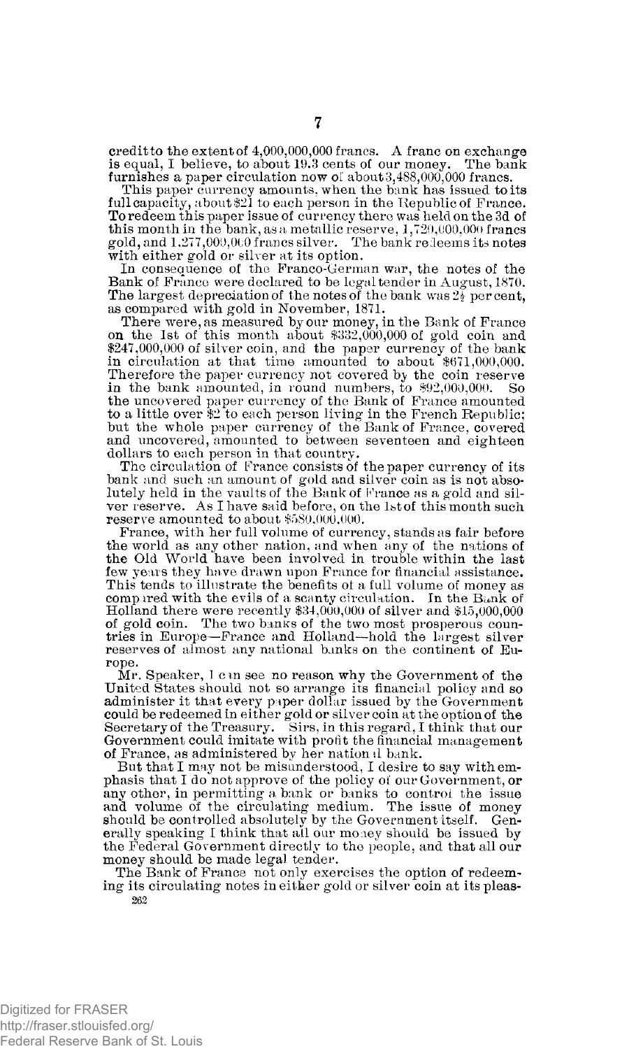credit to the extent of 4,000,000,000 francs. A franc on exchange is equal, I believe, to about 19.3 cents of our money. The bank furnishes a paper circulation now of about 3,488,000,000 francs.

This paper currency amounts, when the bank has issued to its full capacity, about $21 to each person in the Republic of France. To redeem this paper issue of currency there was held on the 3d of this month in the bank, as a metallic reserve, 1,720,000,000 francs gold, and 1,277,000,000 francs silver. The bank redeems its notes with either gold or silver at its option.

In consequence of the Franco-German war, the notes of the Bank of France were declared to be legal tender in August, 1870. The largest depreciation of the notes of the bank was 2½ per cent, as compared with gold in November, 1871.

There were, as measured by our money, in the Bank of France on the 1st of this month about $332,000,000 of gold coin and $247,000,000 of silver coin, and the paper currency of the bank in circulation at that time amounted to about $671,000,000. Therefore the paper currency not covered by the coin reserve in the bank amounted, in round numbers, to $92,000,000. So the uncovered paper currency of the Bank of France amounted to a little over $2 to each person living in the French Republic; but the whole paper currency of the Bank of France, covered and uncovered, amounted to between seventeen and eighteen dollars to each person in that country.

The circulation of France consists of the paper currency of its bank and such an amount of gold and silver coin as is not absolutely held in the vaults of the Bank of France as a gold and silver reserve. As I have said before, on the 1st of this month such reserve amounted to about $580,000,000.

France, with her full volume of currency, stands as fair before the world as any other nation, and when any of the nations of the Old World have been involved in trouble within the last few years they have drawn upon France for financial assistance. This tends to illustrate the benefits of a full volume of money as compared with the evils of a scanty circulation. In the Bank of Holland there were recently $34,000,000 of silver and $15,000,000 of gold coin. The two banks of the two most prosperous countries in Europe—France and Holland—hold the largest silver reserves of almost any national banks on the continent of Europe.

Mr. Speaker, I can see no reason why the Government of the United States should not so arrange its financial policy and so administer it that every paper dollar issued by the Government could be redeemed in either gold or silver coin at the option of the Secretary of the Treasury. Sirs, in this regard, I think that our Government could imitate with profit the financial management of France, as administered by her national bank.

But that I may not be misunderstood, I desire to say with emphasis that I do not approve of the policy of our Government, or any other, in permitting a bank or banks to control the issue and volume of the circulating medium. The issue of money should be controlled absolutely by the Government itself. Generally speaking I think that all our money should be issued by the Federal Government directly to the people, and that all our money should be made legal tender.

The Bank of France not only exercises the option of redeeming its circulating notes in either gold or silver coin at its pleas-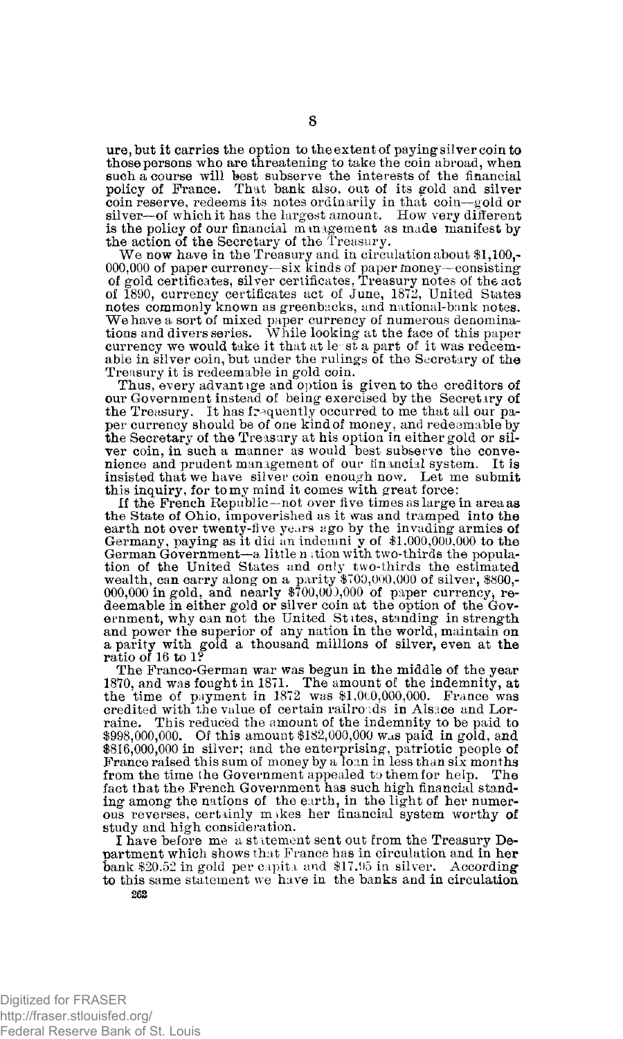ure, but it carries the option to the extent of paying silver coin to those persons who are threatening to take the coin abroad, when such a course will best subserve the interests of the financial policy of France. That bank also, out of its gold and silver coin reserve, redeems its notes ordinarily in that coin—gold or silver—of which it has the largest amount. How very different is the policy of our financial management as made manifest by the action of the Secretary of the Treasury.

We now have in the Treasury and in circulation about $1,100,000,000 of paper currency—six kinds of paper money—consisting of gold certificates, silver certificates, Treasury notes of the act of 1890, currency certificates act of June, 1872, United States notes commonly known as greenbacks, and national-bank notes. We have a sort of mixed paper currency of numerous denominations and divers series. While looking at the face of this paper currency we would take it that at least a part of it was redeemable in silver coin, but under the rulings of the Secretary of the Treasury it is redeemable in gold coin.

Thus, every advantage and option is given to the creditors of our Government instead of being exercised by the Secretary of the Treasury. It has frequently occurred to me that all our paper currency should be of one kind of money, and redeemable by the Secretary of the Treasury at his option in either gold or silver coin, in such a manner as would best subserve the convenience and prudent management of our financial system. It is insisted that we have silver coin enough now. Let me submit this inquiry, for to my mind it comes with great force:

If the French Republic—not over five times as large in area as the State of Ohio, impoverished as it was and tramped into the earth not over twenty-five years ago by the invading armies of Germany, paying as it did an indemnity of $1,000,000,000 to the German Government—a little nation with two-thirds the population of the United States and only two-thirds the estimated wealth, can carry along on a parity $700,000,000 of silver, $800,000,000 in gold, and nearly $700,000,000 of paper currency, redeemable in either gold or silver coin at the option of the Government, why can not the United States, standing in strength and power the superior of any nation in the world, maintain on a parity with gold a thousand millions of silver, even at the ratio of 16 to 1?

The Franco-German war was begun in the middle of the year 1870, and was fought in 1871. The amount of the indemnity, at the time of payment in 1872 was $1,000,000,000. France was credited with the value of certain railroads in Alsace and Lorraine. This reduced the amount of the indemnity to be paid to $998,000,000. Of this amount $182,000,000 was paid in gold, and $816,000,000 in silver; and the enterprising, patriotic people of France raised this sum of money by a loan in less than six months from the time the Government appealed to them for help. The fact that the French Government has such high financial standing among the nations of the earth, in the light of her numerous reverses, certainly makes her financial system worthy of study and high consideration.

I have before me a statement sent out from the Treasury Department which shows that France has in circulation and in her bank $20.52 in gold per capita and $17.95 in silver. According to this same statement we have in the banks and in circulation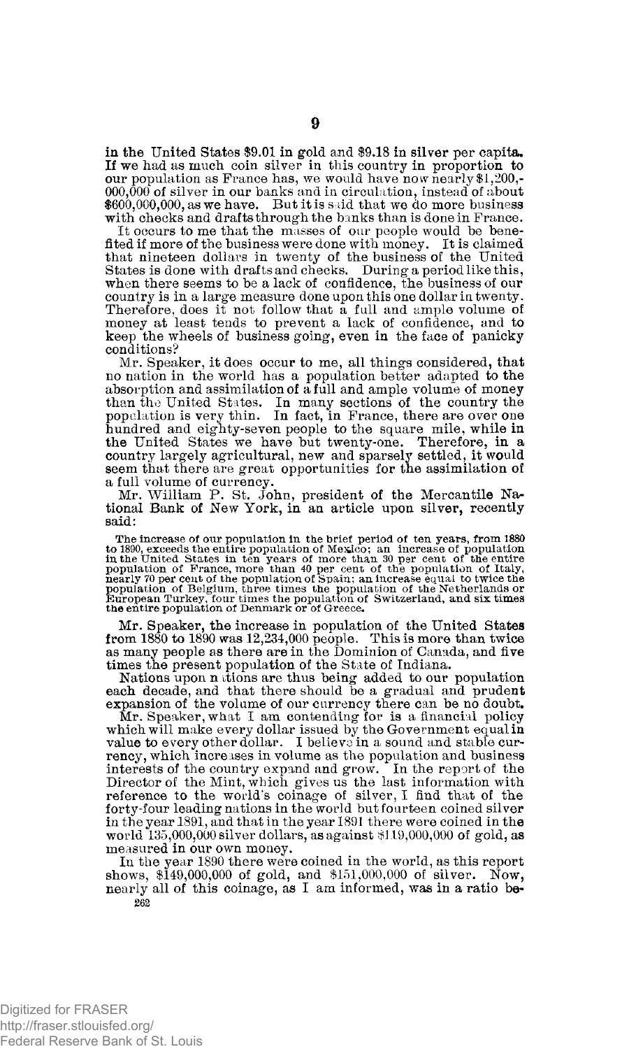in the United States $9.01 in gold and $9.18 in silver per capita. If we had as much coin silver in this country in proportion to our population as France has, we would have now nearly $1,200,000,000 of silver in our banks and in circulation, instead of about $600,000,000, as we have. But it is said that we do more business with checks and drafts through the banks than is done in France.

It occurs to me that the masses of our people would be benefited if more of the business were done with money. It is claimed that nineteen dollars in twenty of the business of the United States is done with drafts and checks. During a period like this, when there seems to be a lack of confidence, the business of our country is in a large measure done upon this one dollar in twenty. Therefore, does it not follow that a full and ample volume of money at least tends to prevent a lack of confidence, and to keep the wheels of business going, even in the face of panicky conditions?

Mr. Speaker, it does occur to me, all things considered, that no nation in the world has a population better adapted to the absorption and assimilation of a full and ample volume of money than the United States. In many sections of the country the population is very thin. In fact, in France, there are over one hundred and eighty-seven people to the square mile, while in the United States we have but twenty-one. Therefore, in a country largely agricultural, new and sparsely settled, it would seem that there are great opportunities for the assimilation of a full volume of currency.

Mr. William P. St. John, president of the Mercantile National Bank of New York, in an article upon silver, recently said:

> The increase of our population in the brief period of ten years, from 1880 to 1890, exceeds the entire population of Mexico; an increase of population in the United States in ten years of more than 30 per cent of the entire population of France, more than 40 per cent of the population of Italy, nearly 70 per cent of the population of Spain; an increase equal to twice the population of Belgium, three times the population of the Netherlands or European Turkey, four times the population of Switzerland, and six times the entire population of Denmark or of Greece.

Mr. Speaker, the increase in population of the United States from 1880 to 1890 was 12,234,000 people. This is more than twice as many people as there are in the Dominion of Canada, and five times the present population of the State of Indiana.

Nations upon nations are thus being added to our population each decade, and that there should be a gradual and prudent expansion of the volume of our currency there can be no doubt.

Mr. Speaker, what I am contending for is a financial policy which will make every dollar issued by the Government equal in value to every other dollar. I believe in a sound and stable currency, which increases in volume as the population and business interests of the country expand and grow. In the report of the Director of the Mint, which gives us the last information with reference to the world's coinage of silver, I find that of the forty-four leading nations in the world but fourteen coined silver in the year 1891, and that in the year 1891 there were coined in the world 135,000,000 silver dollars, as against $119,000,000 of gold, as measured in our own money.

In the year 1890 there were coined in the world, as this report shows, $149,000,000 of gold, and $151,000,000 of silver. Now, nearly all of this coinage, as I am informed, was in a ratio be-

262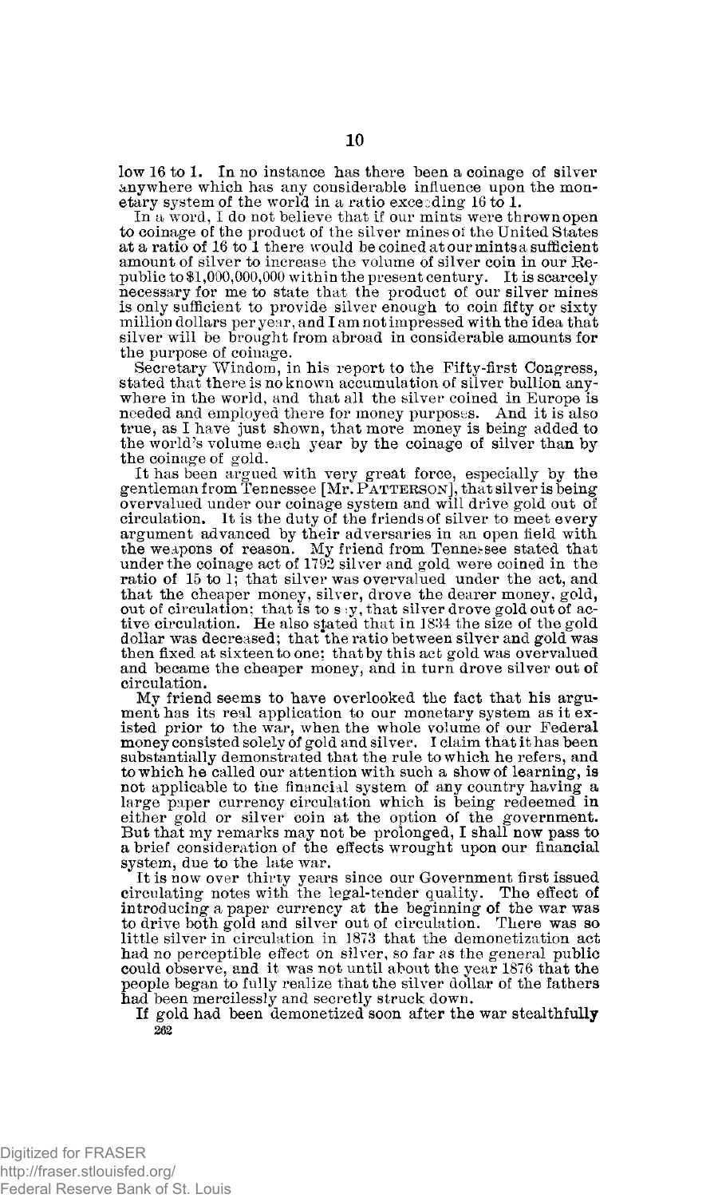low 16 to 1. In no instance has there been a coinage of silver anywhere which has any considerable influence upon the monetary system of the world in a ratio exceeding 16 to 1.

In a word, I do not believe that if our mints were thrown open to coinage of the product of the silver mines of the United States at a ratio of 16 to 1 there would be coined at our mints a sufficient amount of silver to increase the volume of silver coin in our Republic to $1,000,000,000 within the present century. It is scarcely necessary for me to state that the product of our silver mines is only sufficient to provide silver enough to coin fifty or sixty million dollars per year, and I am not impressed with the idea that silver will be brought from abroad in considerable amounts for the purpose of coinage.

Secretary Windom, in his report to the Fifty-first Congress, stated that there is no known accumulation of silver bullion anywhere in the world, and that all the silver coined in Europe is needed and employed there for money purposes. And it is also true, as I have just shown, that more money is being added to the world's volume each year by the coinage of silver than by the coinage of gold.

It has been argued with very great force, especially by the gentleman from Tennessee [Mr. PATTERSON], that silver is being overvalued under our coinage system and will drive gold out of circulation. It is the duty of the friends of silver to meet every argument advanced by their adversaries in an open field with the weapons of reason. My friend from Tennessee stated that under the coinage act of 1792 silver and gold were coined in the ratio of 15 to 1; that silver was overvalued under the act, and that the cheaper money, silver, drove the dearer money, gold, out of circulation; that is to say, that silver drove gold out of active circulation. He also stated that in 1834 the size of the gold dollar was decreased; that the ratio between silver and gold was then fixed at sixteen to one; that by this act gold was overvalued and became the cheaper money, and in turn drove silver out of circulation.

My friend seems to have overlooked the fact that his argument has its real application to our monetary system as it existed prior to the war, when the whole volume of our Federal money consisted solely of gold and silver. I claim that it has been substantially demonstrated that the rule to which he refers, and to which he called our attention with such a show of learning, is not applicable to the financial system of any country having a large paper currency circulation which is being redeemed in either gold or silver coin at the option of the government. But that my remarks may not be prolonged, I shall now pass to a brief consideration of the effects wrought upon our financial system, due to the late war.

It is now over thirty years since our Government first issued circulating notes with the legal-tender quality. The effect of introducing a paper currency at the beginning of the war was to drive both gold and silver out of circulation. There was so little silver in circulation in 1873 that the demonetization act had no perceptible effect on silver, so far as the general public could observe, and it was not until about the year 1876 that the people began to fully realize that the silver dollar of the fathers had been mercilessly and secretly struck down.

If gold had been demonetized soon after the war stealthfully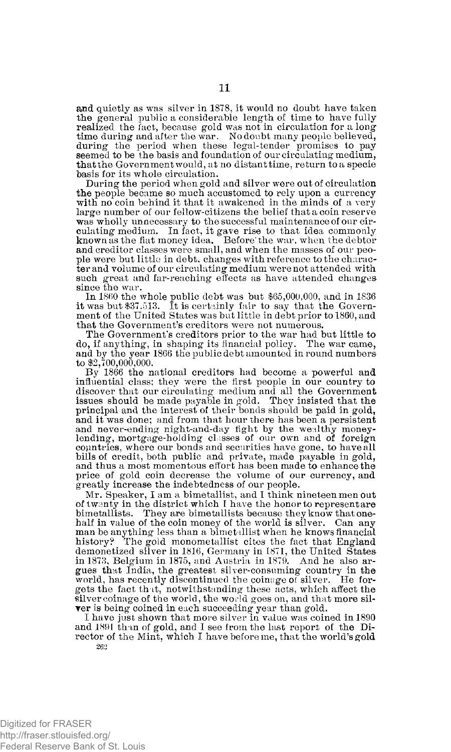and quietly as was silver in 1878, it would no doubt have taken the general public a considerable length of time to have fully realized the fact, because gold was not in circulation for a long time during and after the war. No doubt many people believed, during the period when these legal-tender promises to pay seemed to be the basis and foundation of our circulating medium, that the Government would, at no distant time, return to a specie basis for its whole circulation.

During the period when gold and silver were out of circulation the people became so much accustomed to rely upon a currency with no coin behind it that it awakened in the minds of a very large number of our fellow-citizens the belief that a coin reserve was wholly unnecessary to the successful maintenance of our circulating medium. In fact, it gave rise to that idea commonly known as the fiat money idea. Before the war, when the debtor and creditor classes were small, and when the masses of our people were but little in debt, changes with reference to the character and volume of our circulating medium were not attended with such great and far-reaching effects as have attended changes since the war.

In 1860 the whole public debt was but $65,000,000, and in 1836 it was but $37.513. It is certainly fair to say that the Government of the United States was but little in debt prior to 1860, and that the Government's creditors were not numerous.

The Government's creditors prior to the war had but little to do, if anything, in shaping its financial policy. The war came, and by the year 1866 the public debt amounted in round numbers to $2,700,000,000.

By 1866 the national creditors had become a powerful and influential class; they were the first people in our country to discover that our circulating medium and all the Government issues should be made payable in gold. They insisted that the principal and the interest of their bonds should be paid in gold, and it was done; and from that hour there has been a persistent and never-ending night-and-day fight by the wealthy money-lending, mortgage-holding classes of our own and of foreign countries, where our bonds and securities have gone, to have all bills of credit, both public and private, made payable in gold, and thus a most momentous effort has been made to enhance the price of gold coin decrease the volume of our currency, and greatly increase the indebtedness of our people.

Mr. Speaker, I am a bimetallist, and I think nineteen men out of twenty in the district which I have the honor to represent are bimetallists. They are bimetallists because they know that one-half in value of the coin money of the world is silver. Can any man be anything less than a bimetallist when he knows financial history? The gold monometallist cites the fact that England demonetized silver in 1816, Germany in 1871, the United States in 1873, Belgium in 1875, and Austria in 1879. And he also argues that India, the greatest silver-consuming country in the world, has recently discontinued the coinage of silver. He forgets the fact that, notwithstanding these acts, which affect the silver coinage of the world, the world goes on, and that more silver is being coined in each succeeding year than gold.

I have just shown that more silver in value was coined in 1890 and 1891 than of gold, and I see from the last report of the Director of the Mint, which I have before me, that the world's gold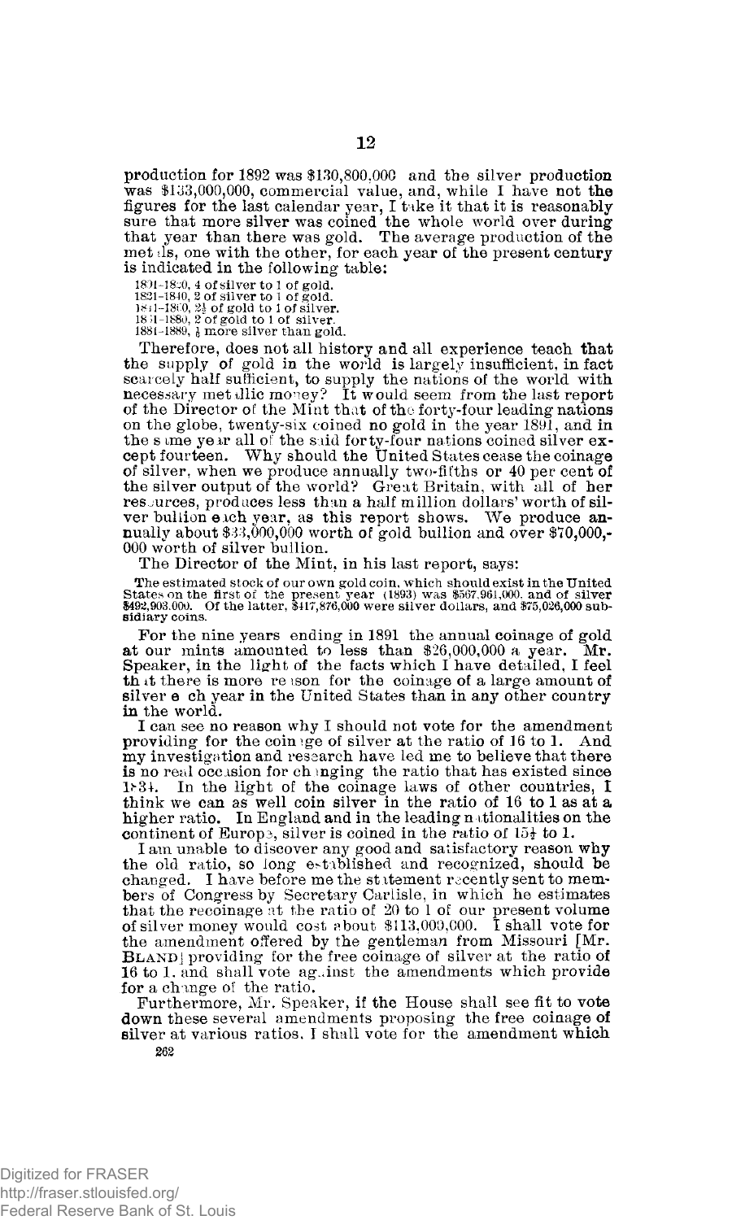production for 1892 was $130,800,000 and the silver production was $133,000,000, commercial value, and, while I have not the figures for the last calendar year, I take it that it is reasonably sure that more silver was coined the whole world over during that year than there was gold. The average production of the metals, one with the other, for each year of the present century is indicated in the following table:

1801–1820, 4 of silver to 1 of gold.
1821–1840, 2 of silver to 1 of gold.
1841–1860, 2½ of gold to 1 of silver.
1861–1880, 2 of gold to 1 of silver.
1881–1889, ⅛ more silver than gold.

Therefore, does not all history and all experience teach that the supply of gold in the world is largely insufficient, in fact scarcely half sufficient, to supply the nations of the world with necessary metallic money? It would seem from the last report of the Director of the Mint that of the forty-four leading nations on the globe, twenty-six coined no gold in the year 1891, and in the same year all of the said forty-four nations coined silver except fourteen. Why should the United States cease the coinage of silver, when we produce annually two-fifths or 40 per cent of the silver output of the world? Great Britain, with all of her resources, produces less than a half million dollars' worth of silver bullion each year, as this report shows. We produce annually about $33,000,000 worth of gold bullion and over $70,000,000 worth of silver bullion.

The Director of the Mint, in his last report, says:

> The estimated stock of our own gold coin, which should exist in the United States on the first of the present year (1893) was $567,961,000, and of silver $492,903,000. Of the latter, $417,876,000 were silver dollars, and $75,026,000 subsidiary coins.

For the nine years ending in 1891 the annual coinage of gold at our mints amounted to less than $26,000,000 a year. Mr. Speaker, in the light of the facts which I have detailed, I feel that there is more reason for the coinage of a large amount of silver each year in the United States than in any other country in the world.

I can see no reason why I should not vote for the amendment providing for the coinage of silver at the ratio of 16 to 1. And my investigation and research have led me to believe that there is no real occasion for changing the ratio that has existed since 1834. In the light of the coinage laws of other countries, I think we can as well coin silver in the ratio of 16 to 1 as at a higher ratio. In England and in the leading nationalities on the continent of Europe, silver is coined in the ratio of 15½ to 1.

I am unable to discover any good and satisfactory reason why the old ratio, so long established and recognized, should be changed. I have before me the statement recently sent to members of Congress by Secretary Carlisle, in which he estimates that the recoinage at the ratio of 20 to 1 of our present volume of silver money would cost about $113,000,000. I shall vote for the amendment offered by the gentleman from Missouri [Mr. BLAND] providing for the free coinage of silver at the ratio of 16 to 1, and shall vote against the amendments which provide for a change of the ratio.

Furthermore, Mr. Speaker, if the House shall see fit to vote down these several amendments proposing the free coinage of silver at various ratios, I shall vote for the amendment which

262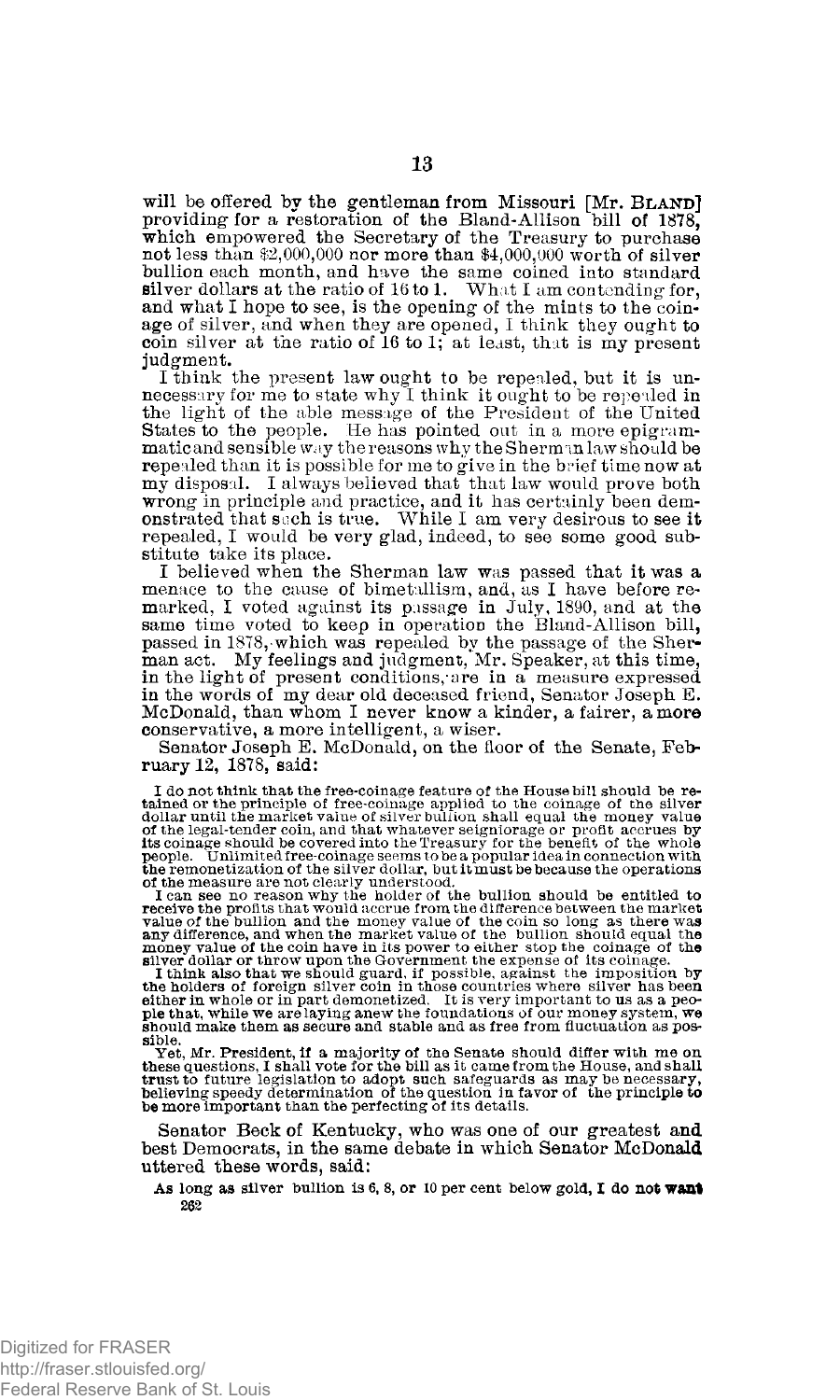will be offered by the gentleman from Missouri [Mr. BLAND] providing for a restoration of the Bland-Allison bill of 1878, which empowered the Secretary of the Treasury to purchase not less than $2,000,000 nor more than $4,000,000 worth of silver bullion each month, and have the same coined into standard silver dollars at the ratio of 16 to 1. What I am contending for, and what I hope to see, is the opening of the mints to the coinage of silver, and when they are opened, I think they ought to coin silver at the ratio of 16 to 1; at least, that is my present judgment.

I think the present law ought to be repealed, but it is unnecessary for me to state why I think it ought to be repealed in the light of the able message of the President of the United States to the people. He has pointed out in a more epigrammatic and sensible way the reasons why the Sherman law should be repealed than it is possible for me to give in the brief time now at my disposal. I always believed that that law would prove both wrong in principle and practice, and it has certainly been demonstrated that such is true. While I am very desirous to see it repealed, I would be very glad, indeed, to see some good substitute take its place.

I believed when the Sherman law was passed that it was a menace to the cause of bimetallism, and, as I have before remarked, I voted against its passage in July, 1890, and at the same time voted to keep in operation the Bland-Allison bill, passed in 1878, which was repealed by the passage of the Sherman act. My feelings and judgment, Mr. Speaker, at this time, in the light of present conditions, are in a measure expressed in the words of my dear old deceased friend, Senator Joseph E. McDonald, than whom I never know a kinder, a fairer, a more conservative, a more intelligent, a wiser.

Senator Joseph E. McDonald, on the floor of the Senate, February 12, 1878, said:

> I do not think that the free-coinage feature of the House bill should be retained or the principle of free-coinage applied to the coinage of the silver dollar until the market value of silver bullion shall equal the money value of the legal-tender coin, and that whatever seigniorage or profit accrues by its coinage should be covered into the Treasury for the benefit of the whole people. Unlimited free-coinage seems to be a popular idea in connection with the remonetization of the silver dollar, but it must be because the operations of the measure are not clearly understood.
>
> I can see no reason why the holder of the bullion should be entitled to receive the profits that would accrue from the difference between the market value of the bullion and the money value of the coin so long as there was any difference, and when the market value of the bullion should equal the money value of the coin have in its power to either stop the coinage of the silver dollar or throw upon the Government the expense of its coinage.
>
> I think also that we should guard, if possible, against the imposition by the holders of foreign silver coin in those countries where silver has been either in whole or in part demonetized. It is very important to us as a people that, while we are laying anew the foundations of our money system, we should make them as secure and stable and as free from fluctuation as possible.
>
> Yet, Mr. President, if a majority of the Senate should differ with me on these questions, I shall vote for the bill as it came from the House, and shall trust to future legislation to adopt such safeguards as may be necessary, believing speedy determination of the question in favor of the principle to be more important than the perfecting of its details.

Senator Beck of Kentucky, who was one of our greatest and best Democrats, in the same debate in which Senator McDonald uttered these words, said:

> As long as silver bullion is 6, 8, or 10 per cent below gold, I do not want

262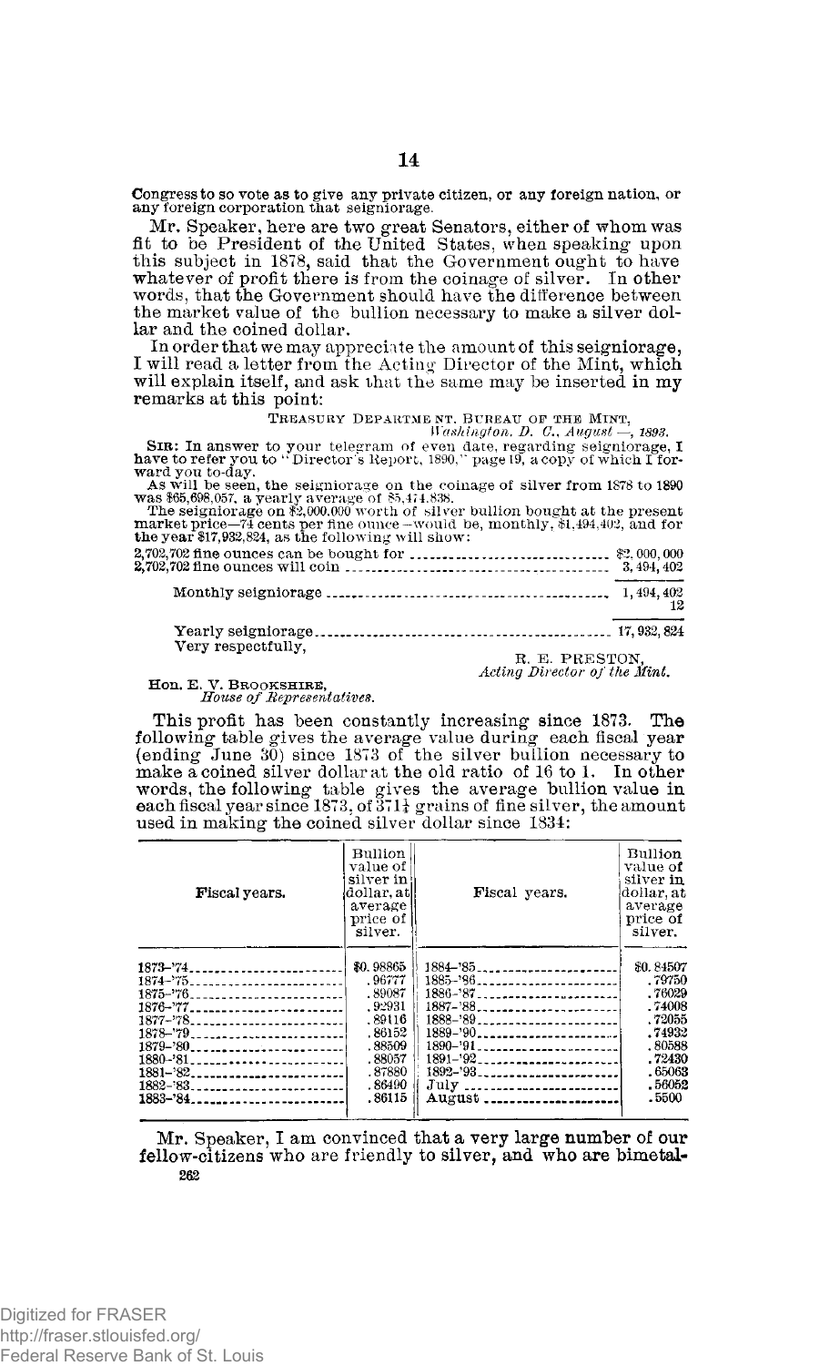Congress to so vote as to give any private citizen, or any foreign nation, or any foreign corporation that seigniorage.

Mr. Speaker, here are two great Senators, either of whom was fit to be President of the United States, when speaking upon this subject in 1878, said that the Government ought to have whatever of profit there is from the coinage of silver. In other words, that the Government should have the difference between the market value of the bullion necessary to make a silver dollar and the coined dollar.

In order that we may appreciate the amount of this seigniorage, I will read a letter from the Acting Director of the Mint, which will explain itself, and ask that the same may be inserted in my remarks at this point:

TREASURY DEPARTMENT, BUREAU OF THE MINT,
*Washington, D. C., August —, 1893.*

SIR: In answer to your telegram of even date, regarding seigniorage, I have to refer you to "Director's Report, 1890," page 19, a copy of which I forward you to-day.

As will be seen, the seigniorage on the coinage of silver from 1878 to 1890 was $65,698,057, a yearly average of $5,474,838.

The seigniorage on $2,000,000 worth of silver bullion bought at the present market price—74 cents per fine ounce—would be, monthly, $1,494,402, and for the year $17,932,824, as the following will show:

| | |
|---|---|
| 2,702,702 fine ounces can be bought for | $2,000,000 |
| 2,702,702 fine ounces will coin | 3,494,402 |
| Monthly seigniorage | 1,494,402 |
| | 12 |
| Yearly seigniorage | 17,932,824 |

Very respectfully,

R. E. PRESTON,
*Acting Director of the Mint.*

Hon. E. V. BROOKSHIRE,
*House of Representatives.*

This profit has been constantly increasing since 1873. The following table gives the average value during each fiscal year (ending June 30) since 1873 of the silver bullion necessary to make a coined silver dollar at the old ratio of 16 to 1. In other words, the following table gives the average bullion value in each fiscal year since 1873, of 371¼ grains of fine silver, the amount used in making the coined silver dollar since 1834:

| Fiscal years. | Bullion value of silver in dollar, at average price of silver. | Fiscal years. | Bullion value of silver in dollar, at average price of silver. |
|---|---|---|---|
| 1873-'74 | $0.98865 | 1884-'85 | $0.84507 |
| 1874-'75 | .96777 | 1885-'86 | .79750 |
| 1875-'76 | .89087 | 1886-'87 | .76029 |
| 1876-'77 | .92931 | 1887-'88 | .74008 |
| 1877-'78 | .89116 | 1888-'89 | .72055 |
| 1878-'79 | .86152 | 1889-'90 | .74932 |
| 1879-'80 | .88509 | 1890-'91 | .80588 |
| 1880-'81 | .88057 | 1891-'92 | .72430 |
| 1881-'82 | .87880 | 1892-'93 | .65063 |
| 1882-'83 | .86490 | July | .56052 |
| 1883-'84 | .86115 | August | .5500 |

Mr. Speaker, I am convinced that a very large number of our fellow-citizens who are friendly to silver, and who are bimetal-

262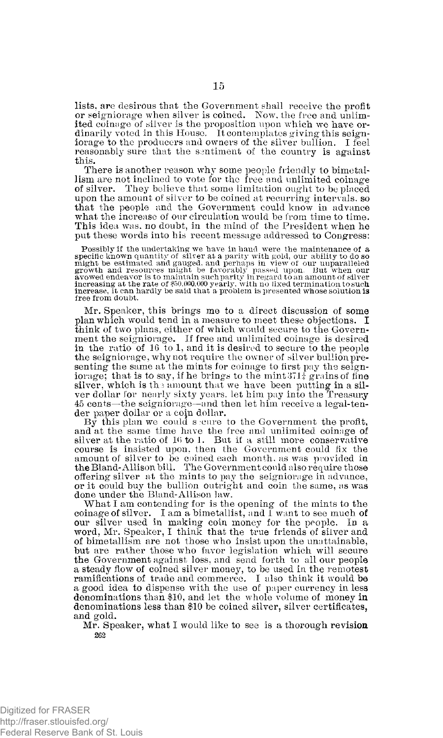lists, are desirous that the Government shall receive the profit or seigniorage when silver is coined. Now, the free and unlimited coinage of silver is the proposition upon which we have ordinarily voted in this House. It contemplates giving this seigniorage to the producers and owners of the silver bullion. I feel reasonably sure that the sentiment of the country is against this.

There is another reason why some people friendly to bimetallism are not inclined to vote for the free and unlimited coinage of silver. They believe that some limitation ought to be placed upon the amount of silver to be coined at recurring intervals, so that the people and the Government could know in advance what the increase of our circulation would be from time to time. This idea was, no doubt, in the mind of the President when he put these words into his recent message addressed to Congress:

> Possibly if the undertaking we have in hand were the maintenance of a specific known quantity of silver at a parity with gold, our ability to do so might be estimated and gauged, and perhaps in view of our unparalleled growth and resources might be favorably passed upon. But when our avowed endeavor is to maintain such parity in regard to an amount of silver increasing at the rate of $50,000,000 yearly, with no fixed termination to such increase, it can hardly be said that a problem is presented whose solution is free from doubt.

Mr. Speaker, this brings me to a direct discussion of some plan which would tend in a measure to meet these objections. I think of two plans, either of which would secure to the Government the seigniorage. If free and unlimited coinage is desired in the ratio of 16 to 1, and it is desired to secure to the people the seigniorage, why not require the owner of silver bullion presenting the same at the mints for coinage to first pay the seigniorage; that is to say, if he brings to the mint $371\frac{1}{4}$ grains of fine silver, which is the amount that we have been putting in a silver dollar for nearly sixty years, let him pay into the Treasury 45 cents—the seigniorage—and then let him receive a legal-tender paper dollar or a coin dollar.

By this plan we could secure to the Government the profit, and at the same time have the free and unlimited coinage of silver at the ratio of 16 to 1. But if a still more conservative course is insisted upon, then the Government could fix the amount of silver to be coined each month, as was provided in the Bland-Allison bill. The Government could also require those offering silver at the mints to pay the seigniorage in advance, or it could buy the bullion outright and coin the same, as was done under the Bland-Allison law.

What I am contending for is the opening of the mints to the coinage of silver. I am a bimetallist, and I want to see much of our silver used in making coin money for the people. In a word, Mr. Speaker, I think that the true friends of silver and of bimetallism are not those who insist upon the unattainable, but are rather those who favor legislation which will secure the Government against loss, and send forth to all our people a steady flow of coined silver money, to be used in the remotest ramifications of trade and commerce. I also think it would be a good idea to dispense with the use of paper currency in less denominations than $10, and let the whole volume of money in denominations less than $10 be coined silver, silver certificates, and gold.

Mr. Speaker, what I would like to see is a thorough revision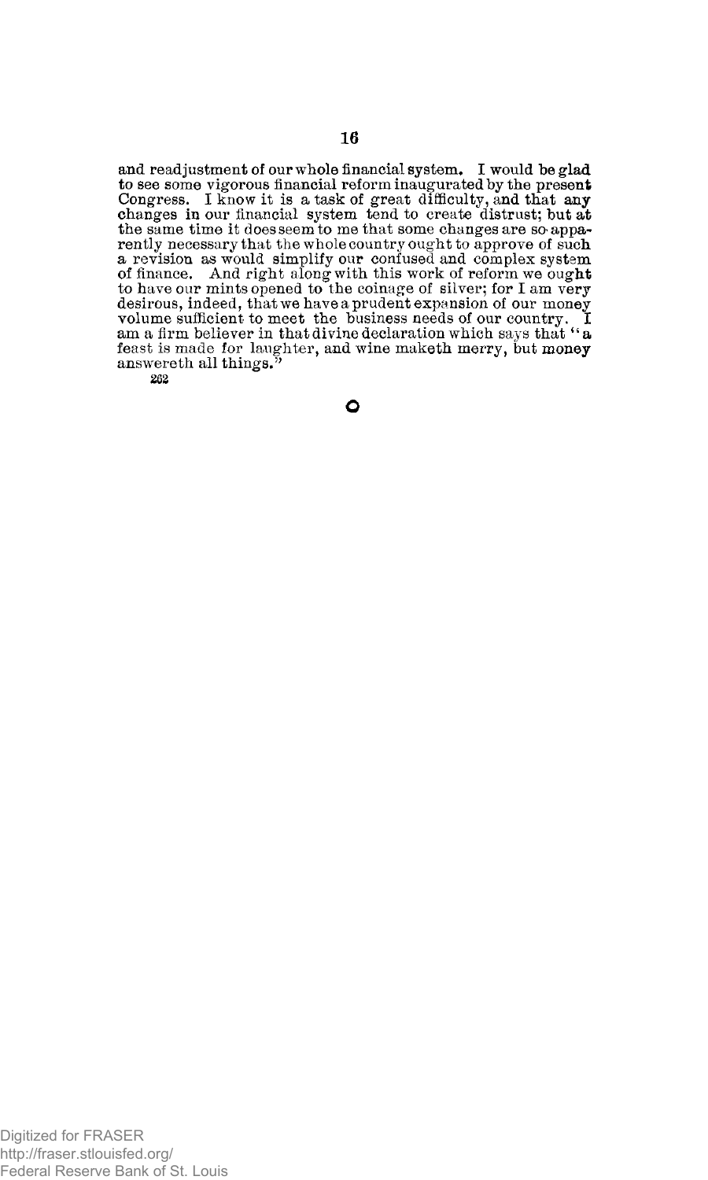and readjustment of our whole financial system. I would be glad to see some vigorous financial reform inaugurated by the present Congress. I know it is a task of great difficulty, and that any changes in our financial system tend to create distrust; but at the same time it does seem to me that some changes are so apparently necessary that the whole country ought to approve of such a revision as would simplify our confused and complex system of finance. And right along with this work of reform we ought to have our mints opened to the coinage of silver; for I am very desirous, indeed, that we have a prudent expansion of our money volume sufficient to meet the business needs of our country. I am a firm believer in that divine declaration which says that "a feast is made for laughter, and wine maketh merry, but money answereth all things."

262

O